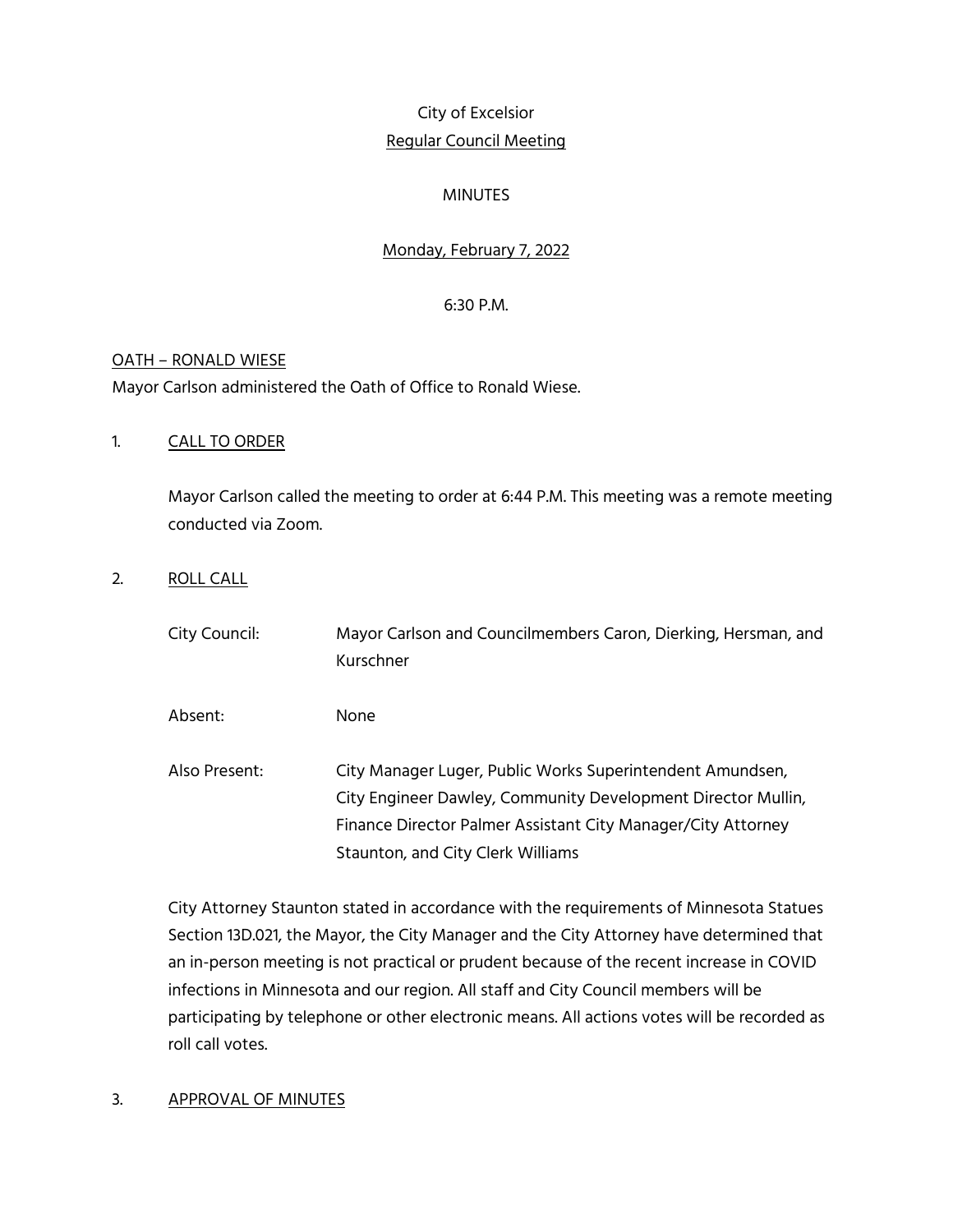City of Excelsior

Regular Council Meeting

MINUTES

Monday, February 7, 2022

6:30 P.M.

OATH – RONALD WIESE

Mayor Carlson administered the Oath of Office to Ronald Wiese.

1. CALL TO ORDER

Mayor Carlson called the meeting to order at 6:44 P.M. This meeting was a remote meeting conducted via Zoom.

2. ROLL CALL

| | |
|---|---|
| City Council: | Mayor Carlson and Councilmembers Caron, Dierking, Hersman, and Kurschner |
| Absent: | None |
| Also Present: | City Manager Luger, Public Works Superintendent Amundsen, City Engineer Dawley, Community Development Director Mullin, Finance Director Palmer Assistant City Manager/City Attorney Staunton, and City Clerk Williams |

City Attorney Staunton stated in accordance with the requirements of Minnesota Statues Section 13D.021, the Mayor, the City Manager and the City Attorney have determined that an in-person meeting is not practical or prudent because of the recent increase in COVID infections in Minnesota and our region. All staff and City Council members will be participating by telephone or other electronic means. All actions votes will be recorded as roll call votes.

3. APPROVAL OF MINUTES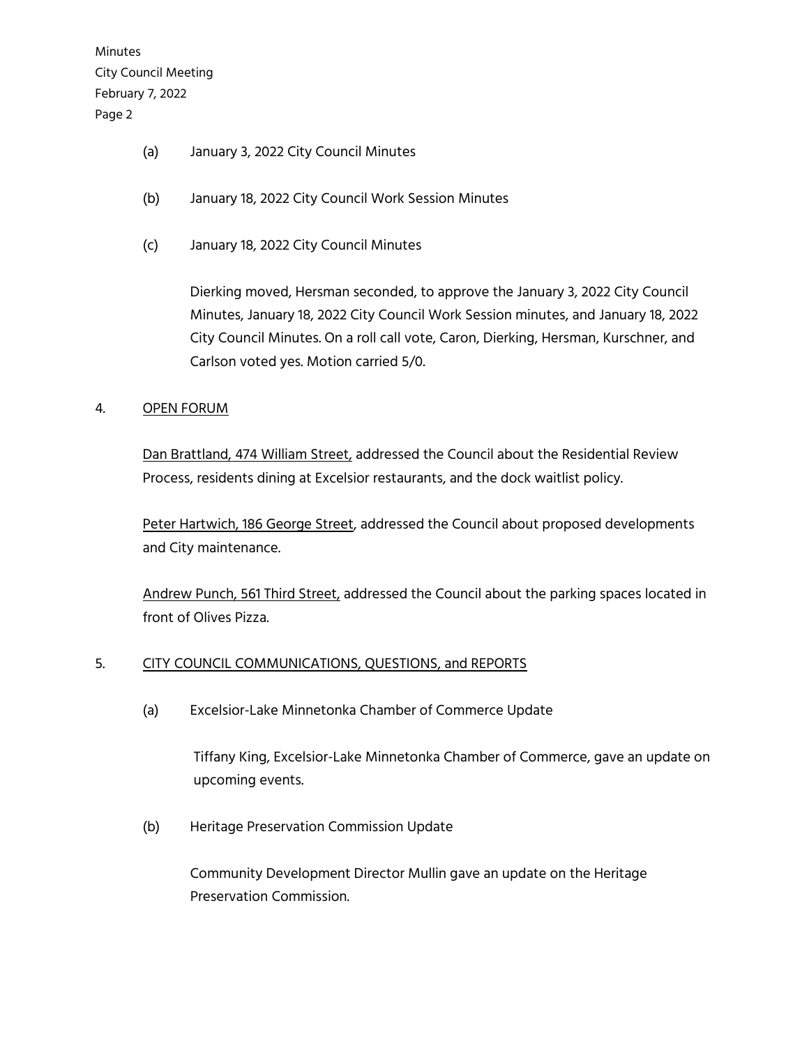(a) January 3, 2022 City Council Minutes

(b) January 18, 2022 City Council Work Session Minutes

(c) January 18, 2022 City Council Minutes

Dierking moved, Hersman seconded, to approve the January 3, 2022 City Council Minutes, January 18, 2022 City Council Work Session minutes, and January 18, 2022 City Council Minutes. On a roll call vote, Caron, Dierking, Hersman, Kurschner, and Carlson voted yes. Motion carried 5/0.

4. <u>OPEN FORUM</u>

<u>Dan Brattland, 474 William Street,</u> addressed the Council about the Residential Review Process, residents dining at Excelsior restaurants, and the dock waitlist policy.

<u>Peter Hartwich, 186 George Street</u>, addressed the Council about proposed developments and City maintenance.

<u>Andrew Punch, 561 Third Street,</u> addressed the Council about the parking spaces located in front of Olives Pizza.

5. <u>CITY COUNCIL COMMUNICATIONS, QUESTIONS, and REPORTS</u>

(a) Excelsior-Lake Minnetonka Chamber of Commerce Update

Tiffany King, Excelsior-Lake Minnetonka Chamber of Commerce, gave an update on upcoming events.

(b) Heritage Preservation Commission Update

Community Development Director Mullin gave an update on the Heritage Preservation Commission.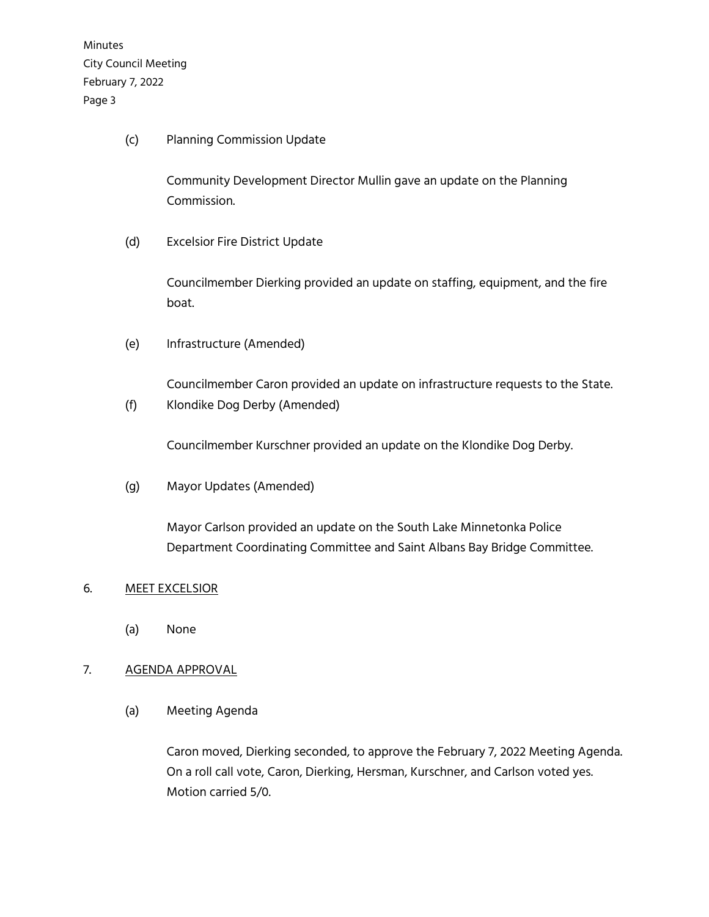(c) Planning Commission Update

Community Development Director Mullin gave an update on the Planning Commission.

(d) Excelsior Fire District Update

Councilmember Dierking provided an update on staffing, equipment, and the fire boat.

(e) Infrastructure (Amended)

Councilmember Caron provided an update on infrastructure requests to the State.

(f) Klondike Dog Derby (Amended)

Councilmember Kurschner provided an update on the Klondike Dog Derby.

(g) Mayor Updates (Amended)

Mayor Carlson provided an update on the South Lake Minnetonka Police Department Coordinating Committee and Saint Albans Bay Bridge Committee.

6. <u>MEET EXCELSIOR</u>

(a) None

7. <u>AGENDA APPROVAL</u>

(a) Meeting Agenda

Caron moved, Dierking seconded, to approve the February 7, 2022 Meeting Agenda. On a roll call vote, Caron, Dierking, Hersman, Kurschner, and Carlson voted yes. Motion carried 5/0.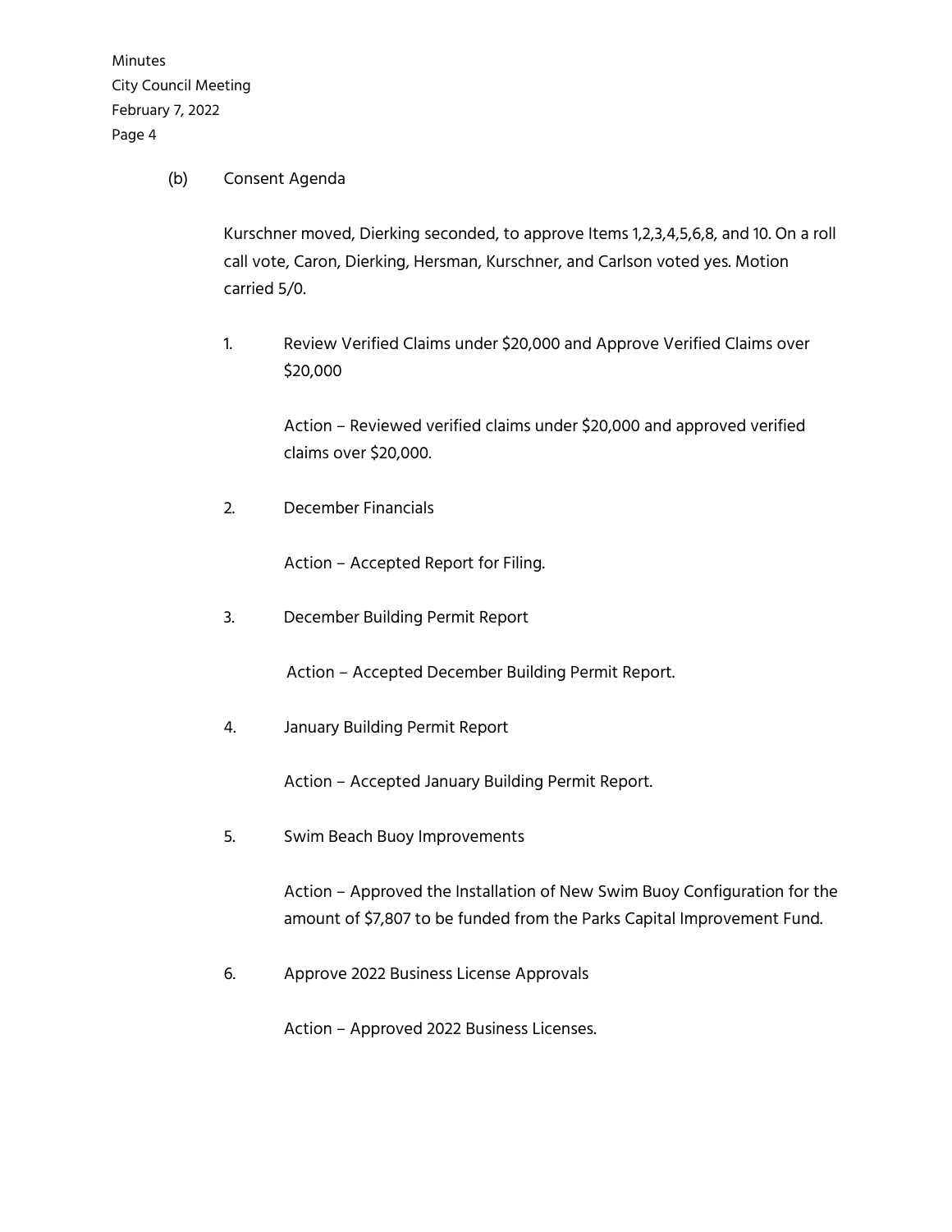(b) Consent Agenda

Kurschner moved, Dierking seconded, to approve Items 1,2,3,4,5,6,8, and 10. On a roll call vote, Caron, Dierking, Hersman, Kurschner, and Carlson voted yes. Motion carried 5/0.

1. Review Verified Claims under $20,000 and Approve Verified Claims over $20,000

   Action – Reviewed verified claims under $20,000 and approved verified claims over $20,000.

2. December Financials

   Action – Accepted Report for Filing.

3. December Building Permit Report

   Action – Accepted December Building Permit Report.

4. January Building Permit Report

   Action – Accepted January Building Permit Report.

5. Swim Beach Buoy Improvements

   Action – Approved the Installation of New Swim Buoy Configuration for the amount of $7,807 to be funded from the Parks Capital Improvement Fund.

6. Approve 2022 Business License Approvals

   Action – Approved 2022 Business Licenses.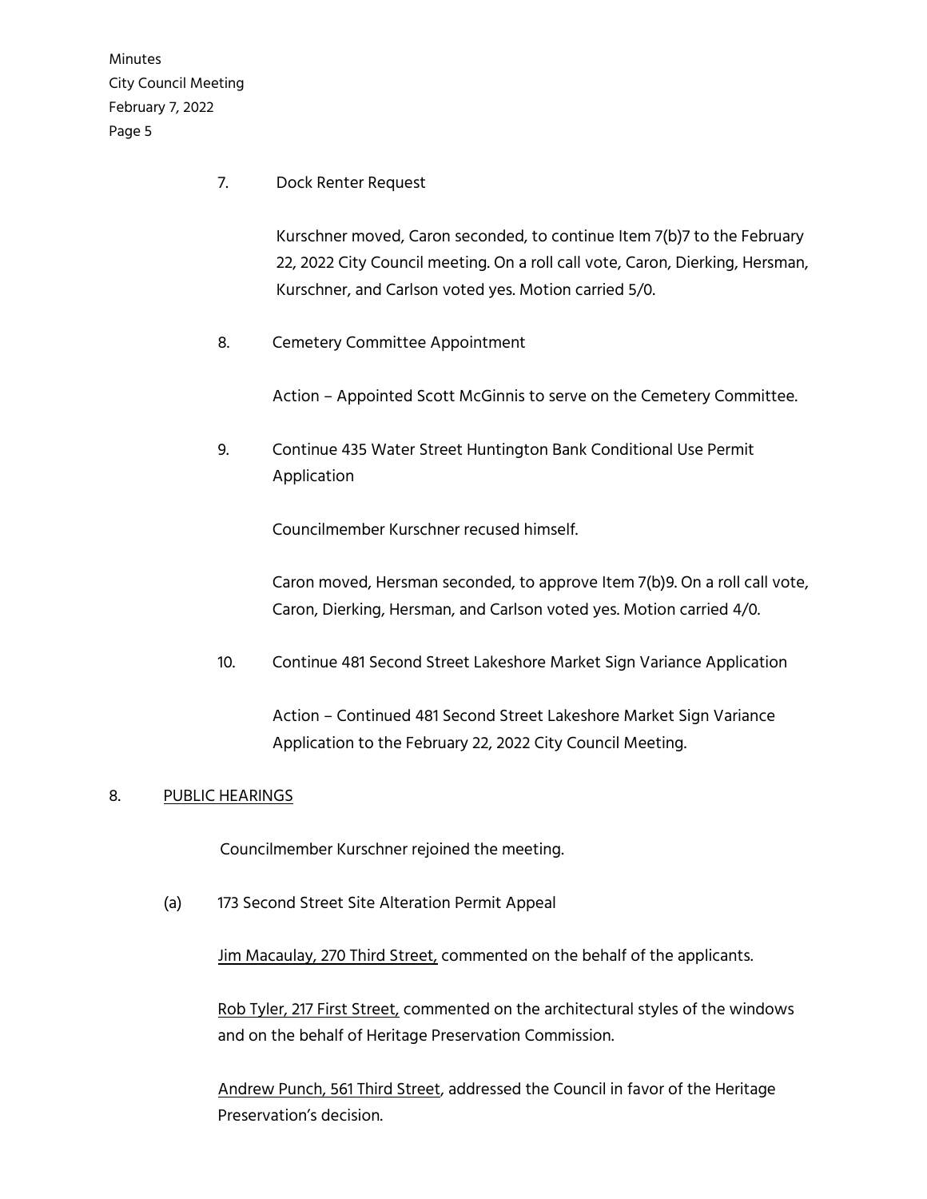7. Dock Renter Request

   Kurschner moved, Caron seconded, to continue Item 7(b)7 to the February 22, 2022 City Council meeting. On a roll call vote, Caron, Dierking, Hersman, Kurschner, and Carlson voted yes. Motion carried 5/0.

8. Cemetery Committee Appointment

   Action – Appointed Scott McGinnis to serve on the Cemetery Committee.

9. Continue 435 Water Street Huntington Bank Conditional Use Permit Application

   Councilmember Kurschner recused himself.

   Caron moved, Hersman seconded, to approve Item 7(b)9. On a roll call vote, Caron, Dierking, Hersman, and Carlson voted yes. Motion carried 4/0.

10. Continue 481 Second Street Lakeshore Market Sign Variance Application

    Action – Continued 481 Second Street Lakeshore Market Sign Variance Application to the February 22, 2022 City Council Meeting.

## 8. PUBLIC HEARINGS

Councilmember Kurschner rejoined the meeting.

(a) 173 Second Street Site Alteration Permit Appeal

Jim Macaulay, 270 Third Street, commented on the behalf of the applicants.

Rob Tyler, 217 First Street, commented on the architectural styles of the windows and on the behalf of Heritage Preservation Commission.

Andrew Punch, 561 Third Street, addressed the Council in favor of the Heritage Preservation's decision.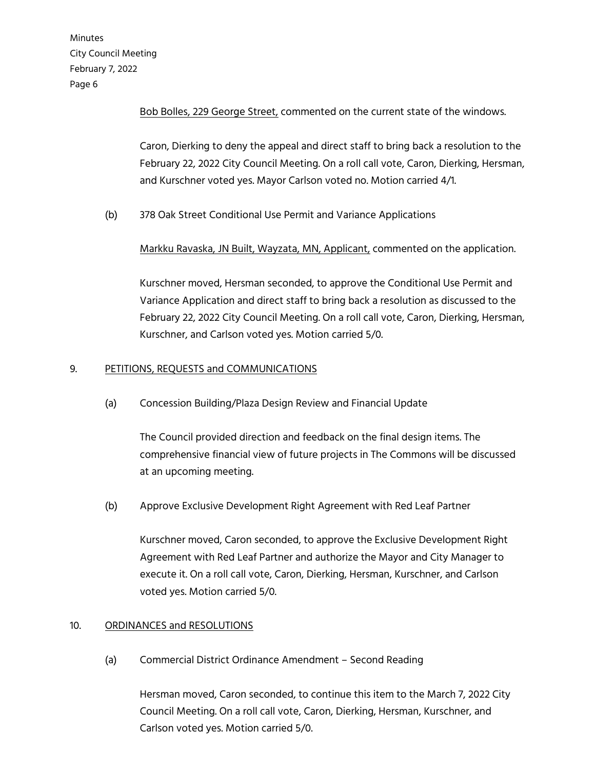<u>Bob Bolles, 229 George Street,</u> commented on the current state of the windows.

Caron, Dierking to deny the appeal and direct staff to bring back a resolution to the February 22, 2022 City Council Meeting. On a roll call vote, Caron, Dierking, Hersman, and Kurschner voted yes. Mayor Carlson voted no. Motion carried 4/1.

(b) 378 Oak Street Conditional Use Permit and Variance Applications

<u>Markku Ravaska, JN Built, Wayzata, MN, Applicant,</u> commented on the application.

Kurschner moved, Hersman seconded, to approve the Conditional Use Permit and Variance Application and direct staff to bring back a resolution as discussed to the February 22, 2022 City Council Meeting. On a roll call vote, Caron, Dierking, Hersman, Kurschner, and Carlson voted yes. Motion carried 5/0.

9. <u>PETITIONS, REQUESTS and COMMUNICATIONS</u>

(a) Concession Building/Plaza Design Review and Financial Update

The Council provided direction and feedback on the final design items. The comprehensive financial view of future projects in The Commons will be discussed at an upcoming meeting.

(b) Approve Exclusive Development Right Agreement with Red Leaf Partner

Kurschner moved, Caron seconded, to approve the Exclusive Development Right Agreement with Red Leaf Partner and authorize the Mayor and City Manager to execute it. On a roll call vote, Caron, Dierking, Hersman, Kurschner, and Carlson voted yes. Motion carried 5/0.

10. <u>ORDINANCES and RESOLUTIONS</u>

(a) Commercial District Ordinance Amendment – Second Reading

Hersman moved, Caron seconded, to continue this item to the March 7, 2022 City Council Meeting. On a roll call vote, Caron, Dierking, Hersman, Kurschner, and Carlson voted yes. Motion carried 5/0.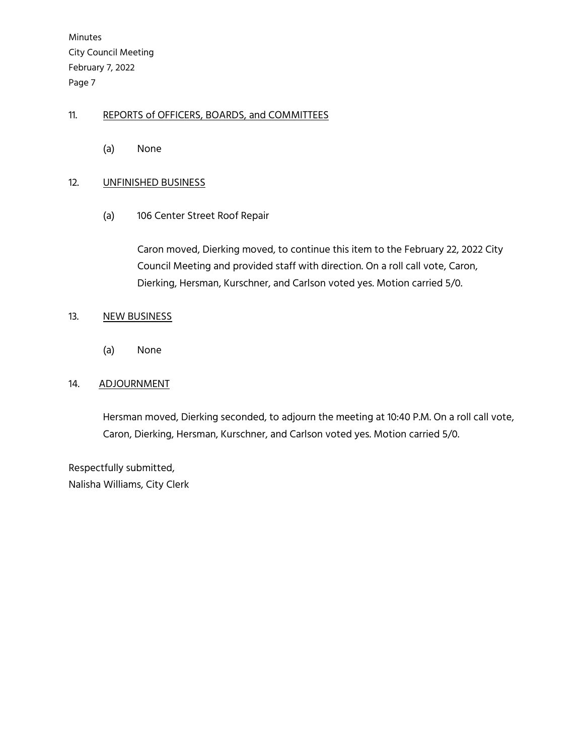11. REPORTS of OFFICERS, BOARDS, and COMMITTEES

    (a) None

12. UNFINISHED BUSINESS

    (a) 106 Center Street Roof Repair

    Caron moved, Dierking moved, to continue this item to the February 22, 2022 City Council Meeting and provided staff with direction. On a roll call vote, Caron, Dierking, Hersman, Kurschner, and Carlson voted yes. Motion carried 5/0.

13. NEW BUSINESS

    (a) None

14. ADJOURNMENT

    Hersman moved, Dierking seconded, to adjourn the meeting at 10:40 P.M. On a roll call vote, Caron, Dierking, Hersman, Kurschner, and Carlson voted yes. Motion carried 5/0.

Respectfully submitted,
Nalisha Williams, City Clerk